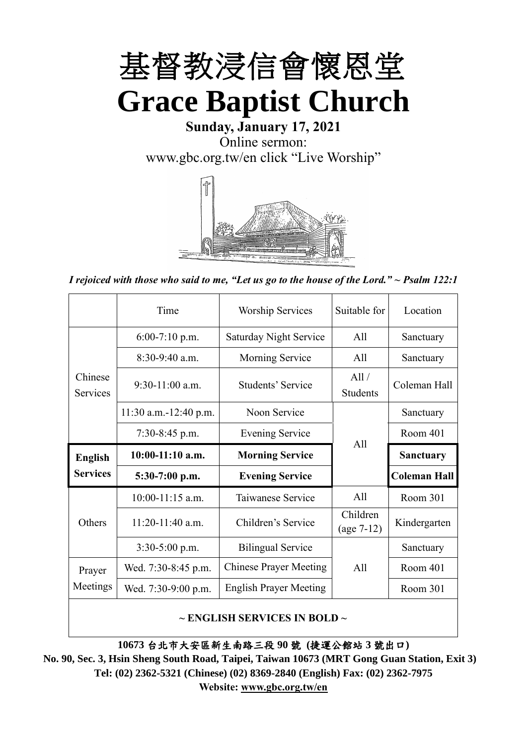# 基督教浸信會懷恩堂

# Grace Baptist Church

**Sunday, January 17, 2021**

Online sermon:

www.gbc.org.tw/en click "Live Worship"

*I rejoiced with those who said to me, "Let us go to the house of the Lord." ~ Psalm 122:1*

| | Time | Worship Services | Suitable for | Location |
|---|---|---|---|---|
| Chinese Services | 6:00-7:10 p.m. | Saturday Night Service | All | Sanctuary |
| | 8:30-9:40 a.m. | Morning Service | All | Sanctuary |
| | 9:30-11:00 a.m. | Students' Service | All / Students | Coleman Hall |
| | 11:30 a.m.-12:40 p.m. | Noon Service | All | Sanctuary |
| | 7:30-8:45 p.m. | Evening Service | | Room 401 |
| **English Services** | **10:00-11:10 a.m.** | **Morning Service** | | **Sanctuary** |
| | **5:30-7:00 p.m.** | **Evening Service** | | **Coleman Hall** |
| Others | 10:00-11:15 a.m. | Taiwanese Service | All | Room 301 |
| | 11:20-11:40 a.m. | Children's Service | Children (age 7-12) | Kindergarten |
| | 3:30-5:00 p.m. | Bilingual Service | All | Sanctuary |
| Prayer Meetings | Wed. 7:30-8:45 p.m. | Chinese Prayer Meeting | | Room 401 |
| | Wed. 7:30-9:00 p.m. | English Prayer Meeting | | Room 301 |

**~ ENGLISH SERVICES IN BOLD ~**

**10673 台北市大安區新生南路三段 90 號 (捷運公館站 3 號出口)**

**No. 90, Sec. 3, Hsin Sheng South Road, Taipei, Taiwan 10673 (MRT Gong Guan Station, Exit 3)**

**Tel: (02) 2362-5321 (Chinese) (02) 8369-2840 (English) Fax: (02) 2362-7975**

**Website: www.gbc.org.tw/en**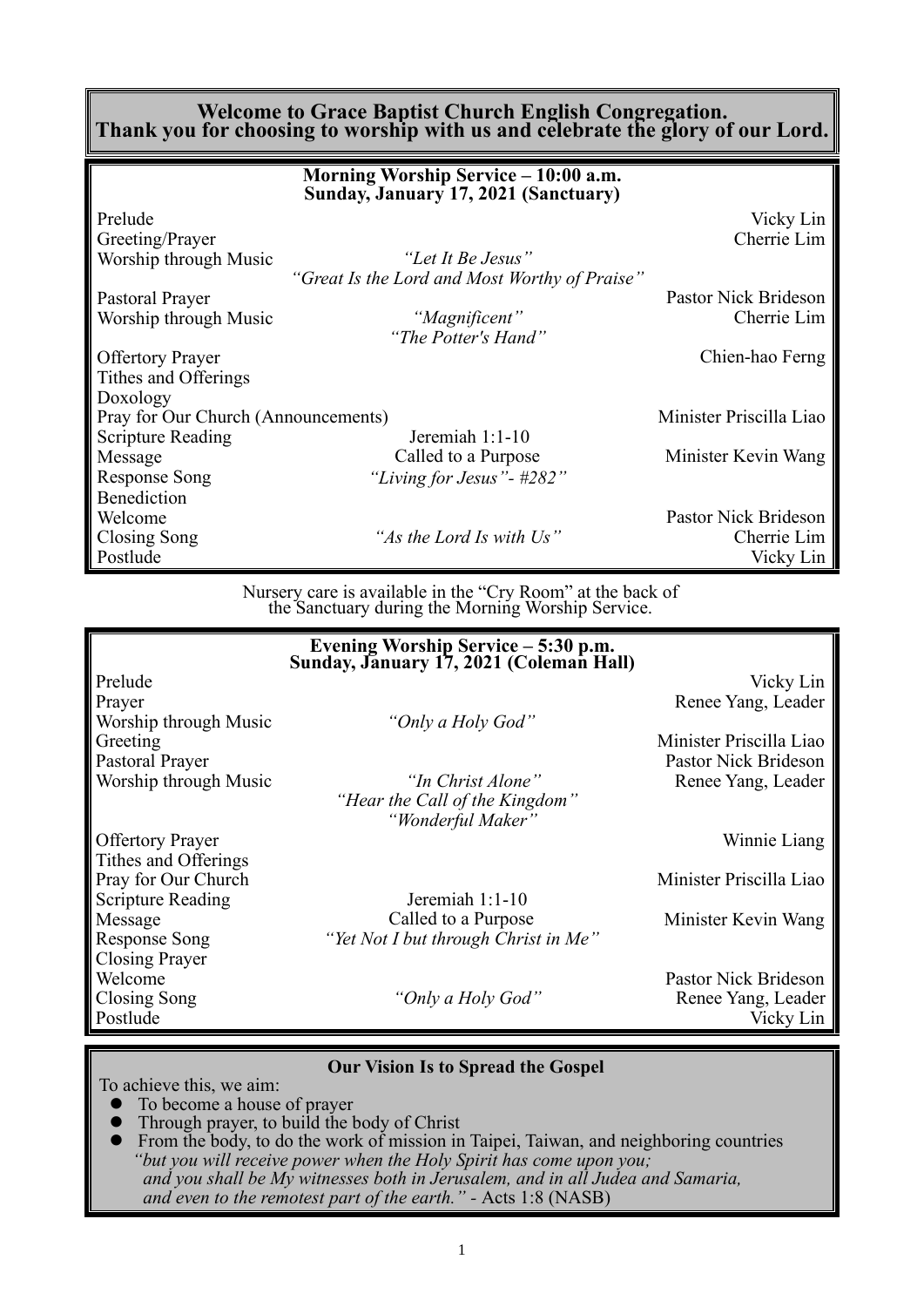## Welcome to Grace Baptist Church English Congregation.
## Thank you for choosing to worship with us and celebrate the glory of our Lord.

### Morning Worship Service – 10:00 a.m.
### Sunday, January 17, 2021 (Sanctuary)

| | | |
|---|---|---|
| Prelude | | Vicky Lin |
| Greeting/Prayer | | Cherrie Lim |
| Worship through Music | *"Let It Be Jesus"* *"Great Is the Lord and Most Worthy of Praise"* | |
| Pastoral Prayer | | Pastor Nick Brideson |
| Worship through Music | *"Magnificent"* *"The Potter's Hand"* | Cherrie Lim |
| Offertory Prayer | | Chien-hao Ferng |
| Tithes and Offerings | | |
| Doxology | | |
| Pray for Our Church (Announcements) | | Minister Priscilla Liao |
| Scripture Reading | Jeremiah 1:1-10 | |
| Message | Called to a Purpose | Minister Kevin Wang |
| Response Song | *"Living for Jesus"- #282"* | |
| Benediction | | |
| Welcome | | Pastor Nick Brideson |
| Closing Song | *"As the Lord Is with Us"* | Cherrie Lim |
| Postlude | | Vicky Lin |

Nursery care is available in the "Cry Room" at the back of the Sanctuary during the Morning Worship Service.

### Evening Worship Service – 5:30 p.m.
### Sunday, January 17, 2021 (Coleman Hall)

| | | |
|---|---|---|
| Prelude | | Vicky Lin |
| Prayer | | Renee Yang, Leader |
| Worship through Music | *"Only a Holy God"* | |
| Greeting | | Minister Priscilla Liao |
| Pastoral Prayer | | Pastor Nick Brideson |
| Worship through Music | *"In Christ Alone"* *"Hear the Call of the Kingdom"* *"Wonderful Maker"* | Renee Yang, Leader |
| Offertory Prayer | | Winnie Liang |
| Tithes and Offerings | | |
| Pray for Our Church | | Minister Priscilla Liao |
| Scripture Reading | Jeremiah 1:1-10 | |
| Message | Called to a Purpose | Minister Kevin Wang |
| Response Song | *"Yet Not I but through Christ in Me"* | |
| Closing Prayer | | |
| Welcome | | Pastor Nick Brideson |
| Closing Song | *"Only a Holy God"* | Renee Yang, Leader |
| Postlude | | Vicky Lin |

### Our Vision Is to Spread the Gospel

To achieve this, we aim:

- To become a house of prayer
- Through prayer, to build the body of Christ
- From the body, to do the work of mission in Taipei, Taiwan, and neighboring countries

*"but you will receive power when the Holy Spirit has come upon you; and you shall be My witnesses both in Jerusalem, and in all Judea and Samaria, and even to the remotest part of the earth."* - Acts 1:8 (NASB)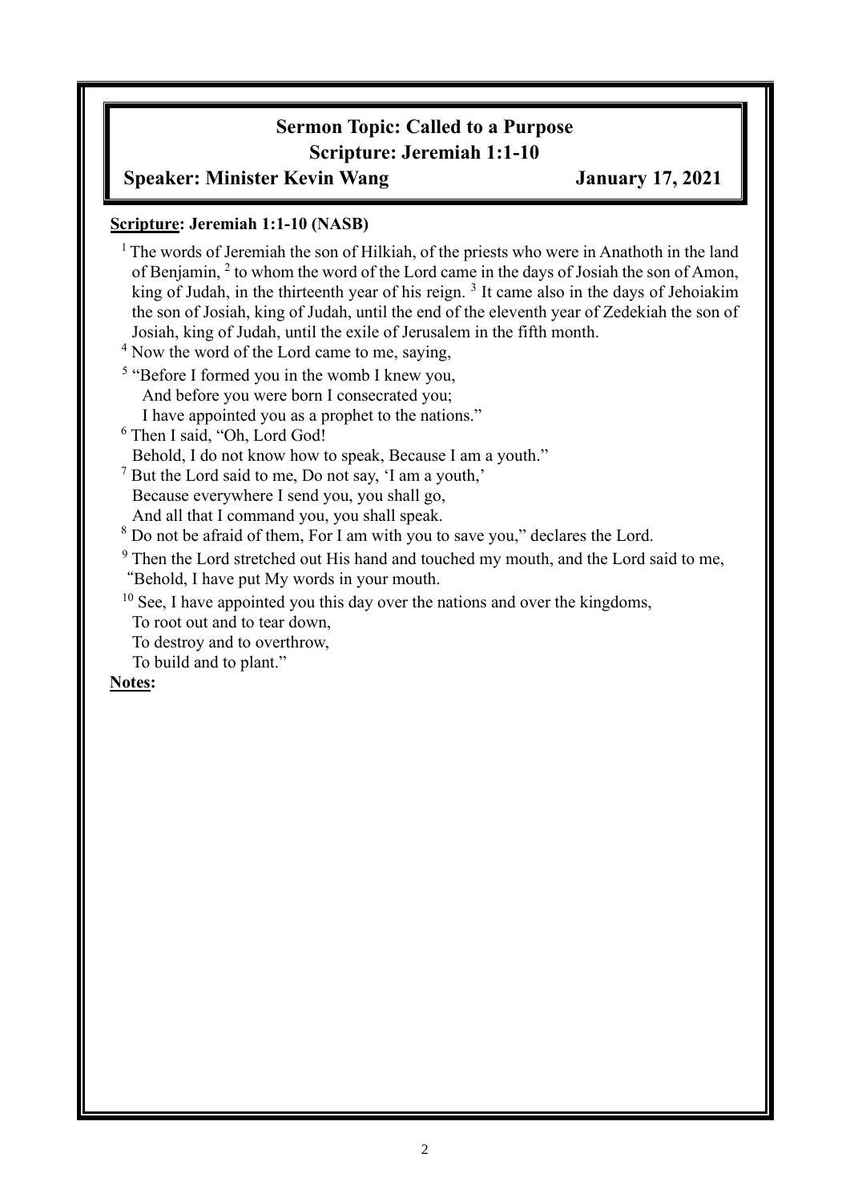# Sermon Topic: Called to a Purpose

## Scripture: Jeremiah 1:1-10

**Speaker: Minister Kevin Wang** **January 17, 2021**

**Scripture: Jeremiah 1:1-10 (NASB)**

[1] The words of Jeremiah the son of Hilkiah, of the priests who were in Anathoth in the land of Benjamin, [2] to whom the word of the Lord came in the days of Josiah the son of Amon, king of Judah, in the thirteenth year of his reign. [3] It came also in the days of Jehoiakim the son of Josiah, king of Judah, until the end of the eleventh year of Zedekiah the son of Josiah, king of Judah, until the exile of Jerusalem in the fifth month.

[4] Now the word of the Lord came to me, saying,

[5] "Before I formed you in the womb I knew you,
And before you were born I consecrated you;
I have appointed you as a prophet to the nations."

[6] Then I said, "Oh, Lord God!
Behold, I do not know how to speak, Because I am a youth."

[7] But the Lord said to me, Do not say, 'I am a youth,'
Because everywhere I send you, you shall go,
And all that I command you, you shall speak.

[8] Do not be afraid of them, For I am with you to save you," declares the Lord.

[9] Then the Lord stretched out His hand and touched my mouth, and the Lord said to me, "Behold, I have put My words in your mouth.

[10] See, I have appointed you this day over the nations and over the kingdoms,
To root out and to tear down,
To destroy and to overthrow,
To build and to plant."

**Notes:**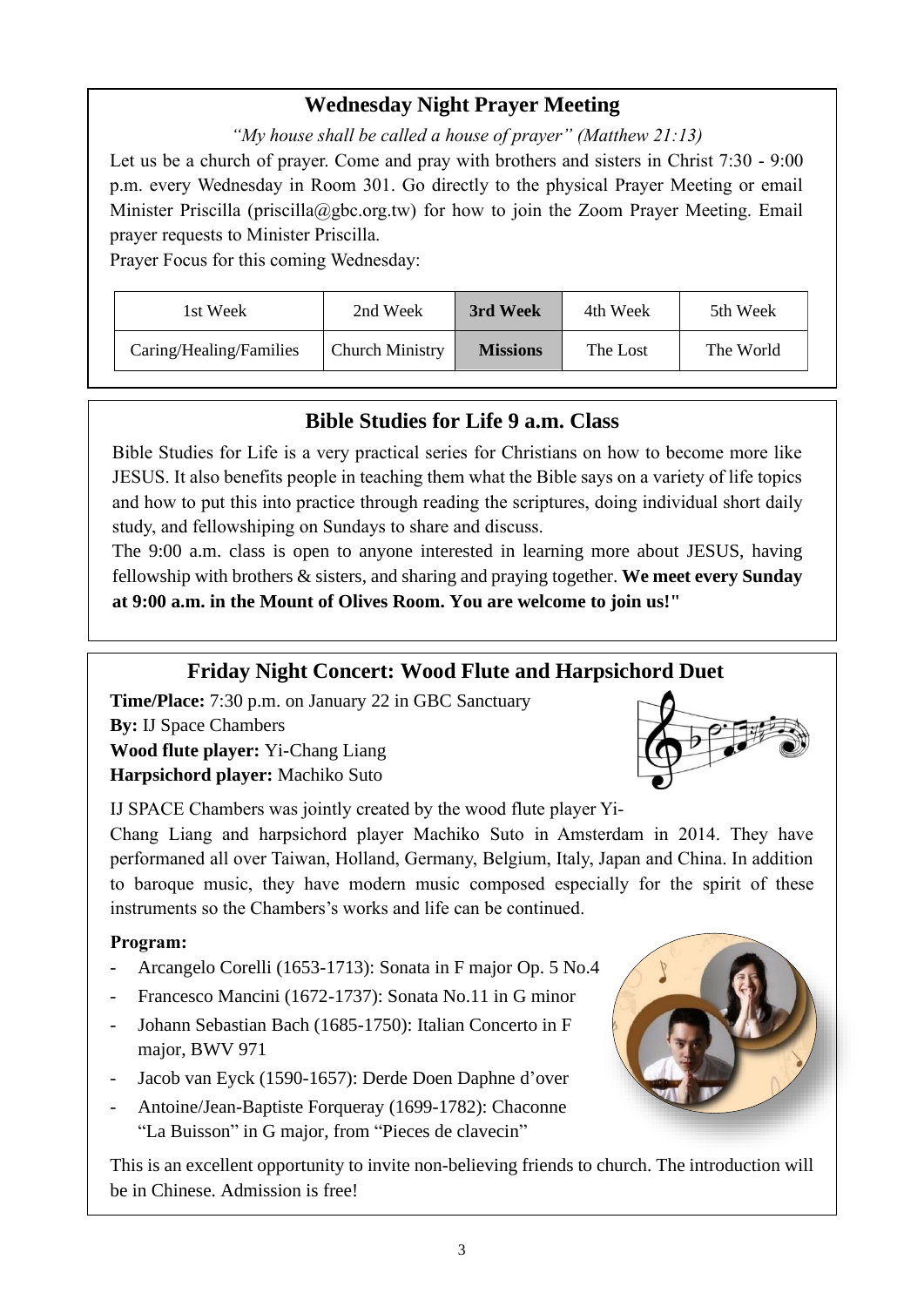## Wednesday Night Prayer Meeting

*"My house shall be called a house of prayer" (Matthew 21:13)*

Let us be a church of prayer. Come and pray with brothers and sisters in Christ 7:30 - 9:00 p.m. every Wednesday in Room 301. Go directly to the physical Prayer Meeting or email Minister Priscilla (priscilla@gbc.org.tw) for how to join the Zoom Prayer Meeting. Email prayer requests to Minister Priscilla.

Prayer Focus for this coming Wednesday:

| 1st Week | 2nd Week | **3rd Week** | 4th Week | 5th Week |
|---|---|---|---|---|
| Caring/Healing/Families | Church Ministry | **Missions** | The Lost | The World |

## Bible Studies for Life 9 a.m. Class

Bible Studies for Life is a very practical series for Christians on how to become more like JESUS. It also benefits people in teaching them what the Bible says on a variety of life topics and how to put this into practice through reading the scriptures, doing individual short daily study, and fellowshiping on Sundays to share and discuss.

The 9:00 a.m. class is open to anyone interested in learning more about JESUS, having fellowship with brothers & sisters, and sharing and praying together. **We meet every Sunday at 9:00 a.m. in the Mount of Olives Room. You are welcome to join us!"**

## Friday Night Concert: Wood Flute and Harpsichord Duet

**Time/Place:** 7:30 p.m. on January 22 in GBC Sanctuary
**By:** IJ Space Chambers
**Wood flute player:** Yi-Chang Liang
**Harpsichord player:** Machiko Suto

IJ SPACE Chambers was jointly created by the wood flute player Yi-Chang Liang and harpsichord player Machiko Suto in Amsterdam in 2014. They have performaned all over Taiwan, Holland, Germany, Belgium, Italy, Japan and China. In addition to baroque music, they have modern music composed especially for the spirit of these instruments so the Chambers's works and life can be continued.

**Program:**

- Arcangelo Corelli (1653-1713): Sonata in F major Op. 5 No.4
- Francesco Mancini (1672-1737): Sonata No.11 in G minor
- Johann Sebastian Bach (1685-1750): Italian Concerto in F major, BWV 971
- Jacob van Eyck (1590-1657): Derde Doen Daphne d'over
- Antoine/Jean-Baptiste Forqueray (1699-1782): Chaconne "La Buisson" in G major, from "Pieces de clavecin"

This is an excellent opportunity to invite non-believing friends to church. The introduction will be in Chinese. Admission is free!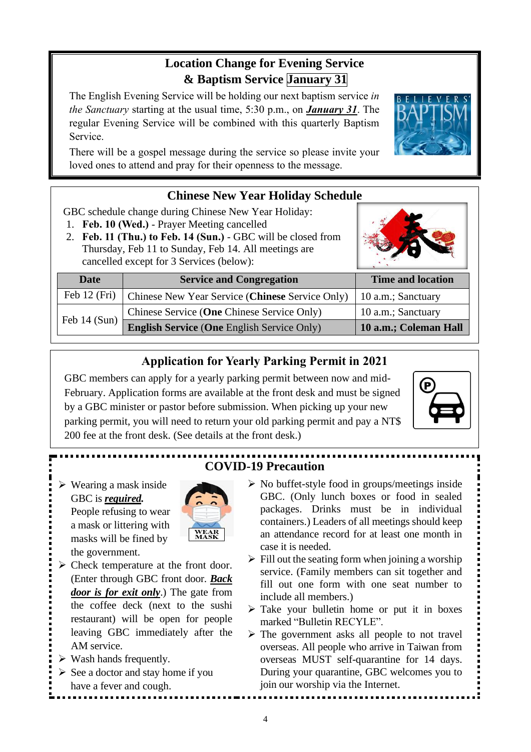## Location Change for Evening Service & Baptism Service January 31

The English Evening Service will be holding our next baptism service *in the Sanctuary* starting at the usual time, 5:30 p.m., on ***January 31***. The regular Evening Service will be combined with this quarterly Baptism Service.

There will be a gospel message during the service so please invite your loved ones to attend and pray for their openness to the message.

## Chinese New Year Holiday Schedule

GBC schedule change during Chinese New Year Holiday:

1. **Feb. 10 (Wed.)** - Prayer Meeting cancelled
2. **Feb. 11 (Thu.) to Feb. 14 (Sun.)** - GBC will be closed from Thursday, Feb 11 to Sunday, Feb 14. All meetings are cancelled except for 3 Services (below):

| Date | Service and Congregation | Time and location |
|---|---|---|
| Feb 12 (Fri) | Chinese New Year Service (**Chinese** Service Only) | 10 a.m.; Sanctuary |
| Feb 14 (Sun) | Chinese Service (**One** Chinese Service Only) | 10 a.m.; Sanctuary |
| | **English Service (One** English Service Only) | **10 a.m.; Coleman Hall** |

## Application for Yearly Parking Permit in 2021

GBC members can apply for a yearly parking permit between now and mid-February. Application forms are available at the front desk and must be signed by a GBC minister or pastor before submission. When picking up your new parking permit, you will need to return your old parking permit and pay a NT$ 200 fee at the front desk. (See details at the front desk.)

## COVID-19 Precaution

- Wearing a mask inside GBC is ***required***. People refusing to wear a mask or littering with masks will be fined by the government.
- Check temperature at the front door. (Enter through GBC front door. ***Back door is for exit only***.) The gate from the coffee deck (next to the sushi restaurant) will be open for people leaving GBC immediately after the AM service.
- Wash hands frequently.
- See a doctor and stay home if you have a fever and cough.
- No buffet-style food in groups/meetings inside GBC. (Only lunch boxes or food in sealed packages.) Drinks must be in individual containers.) Leaders of all meetings should keep an attendance record for at least one month in case it is needed.
- Fill out the seating form when joining a worship service. (Family members can sit together and fill out one form with one seat number to include all members.)
- Take your bulletin home or put it in boxes marked "Bulletin RECYLE".
- The government asks all people to not travel overseas. All people who arrive in Taiwan from overseas MUST self-quarantine for 14 days. During your quarantine, GBC welcomes you to join our worship via the Internet.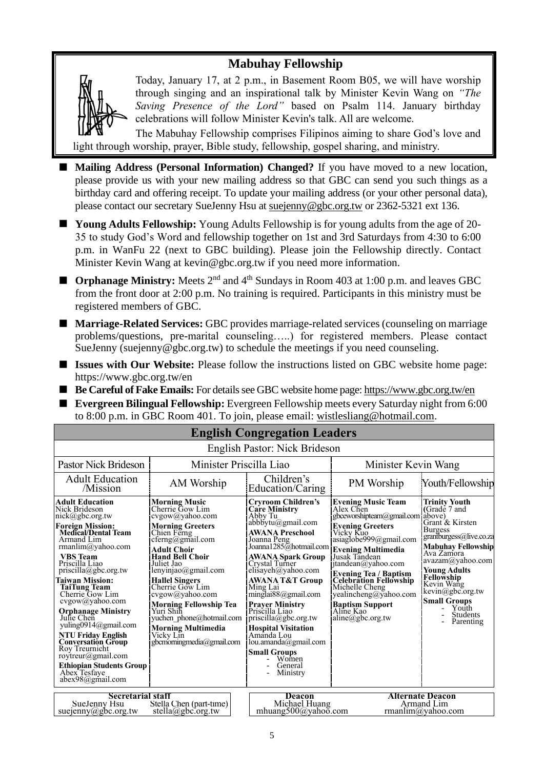## Mabuhay Fellowship

Today, January 17, at 2 p.m., in Basement Room B05, we will have worship through singing and an inspirational talk by Minister Kevin Wang on *"The Saving Presence of the Lord"* based on Psalm 114. January birthday celebrations will follow Minister Kevin's talk. All are welcome.

The Mabuhay Fellowship comprises Filipinos aiming to share God's love and light through worship, prayer, Bible study, fellowship, gospel sharing, and ministry.

- **Mailing Address (Personal Information) Changed?** If you have moved to a new location, please provide us with your new mailing address so that GBC can send you such things as a birthday card and offering receipt. To update your mailing address (or your other personal data), please contact our secretary SueJenny Hsu at suejenny@gbc.org.tw or 2362-5321 ext 136.
- **Young Adults Fellowship:** Young Adults Fellowship is for young adults from the age of 20-35 to study God's Word and fellowship together on 1st and 3rd Saturdays from 4:30 to 6:00 p.m. in WanFu 22 (next to GBC building). Please join the Fellowship directly. Contact Minister Kevin Wang at kevin@gbc.org.tw if you need more information.
- **Orphanage Ministry:** Meets 2nd and 4th Sundays in Room 403 at 1:00 p.m. and leaves GBC from the front door at 2:00 p.m. No training is required. Participants in this ministry must be registered members of GBC.
- **Marriage-Related Services:** GBC provides marriage-related services (counseling on marriage problems/questions, pre-marital counseling…..) for registered members. Please contact SueJenny (suejenny@gbc.org.tw) to schedule the meetings if you need counseling.
- **Issues with Our Website:** Please follow the instructions listed on GBC website home page: https://www.gbc.org.tw/en
- **Be Careful of Fake Emails:** For details see GBC website home page: https://www.gbc.org.tw/en
- **Evergreen Bilingual Fellowship:** Evergreen Fellowship meets every Saturday night from 6:00 to 8:00 p.m. in GBC Room 401. To join, please email: wistlesliang@hotmail.com.

## English Congregation Leaders

English Pastor: Nick Brideson

| Pastor Nick Brideson | Minister Priscilla Liao | | Minister Kevin Wang | |
|---|---|---|---|---|
| Adult Education /Mission | AM Worship | Children's Education/Caring | PM Worship | Youth/Fellowship |
| **Adult Education** Nick Brideson nick@gbc.org.tw<br>**Foreign Mission: Medical/Dental Team** Armand Lim rmanlim@yahoo.com<br>**VBS Team** Priscilla Liao priscilla@gbc.org.tw<br>**Taiwan Mission: TaiTung Team** Cherrie Gow Lim cvgow@yahoo.com<br>**Orphanage Ministry** Julie Chen yuling0914@gmail.com<br>**NTU Friday English Conversation Group** Roy Treurnicht roytreur@gmail.com<br>**Ethiopian Students Group** Abex Tesfaye abex98@gmail.com | **Morning Music** Cherrie Gow Lim cvgow@yahoo.com<br>**Morning Greeters** Chien Ferng cferng@gmail.com<br>**Adult Choir**<br>**Hand Bell Choir** Juliet Jao lenyinjao@gmail.com<br>**Hallel Singers** Cherrie Gow Lim cvgow@yahoo.com<br>**Morning Fellowship Tea** Yuri Shih yuchen_phone@hotmail.com<br>**Morning Multimedia** Vicky Lin gbcmorningmedia@gmail.com | **Cryroom Children's Care Ministry** Abby Tu abbbytu@gmail.com<br>**AWANA Preschool** Joanna Peng Joanna1285@hotmail.com<br>**AWANA Spark Group** Crystal Turner elisayeh@yahoo.com<br>**AWANA T&T Group** Ming Lai minglai88@gmail.com<br>**Prayer Ministry** Priscilla Liao priscilla@gbc.org.tw<br>**Hospital Visitation** Amanda Lou lou.amanda@gmail.com<br>**Small Groups** - Women - General - Ministry | **Evening Music Team** Alex Chen gbceworshipteam@gmail.com<br>**Evening Greeters** Vicky Kuo asiaglobe999@gmail.com<br>**Evening Multimedia** Jusak Tandean jtandean@yahoo.com<br>**Evening Tea / Baptism Celebration Fellowship** Michelle Cheng yealincheng@yahoo.com<br>**Baptism Support** Aline Kao aline@gbc.org.tw | **Trinity Youth** (Grade 7 and above) Grant & Kirsten Burgess grantburgess@live.co.za<br>**Mabuhay Fellowship** Ava Zamora avazam@yahoo.com<br>**Young Adults Fellowship** Kevin Wang kevin@gbc.org.tw<br>**Small Groups** - Youth - Students - Parenting |

| Secretarial staff | | Deacon | Alternate Deacon |
|---|---|---|---|
| SueJenny Hsu suejenny@gbc.org.tw | Stella Chen (part-time) stella@gbc.org.tw | Michael Huang mhuang500@yahoo.com | Armand Lim rmanlim@yahoo.com |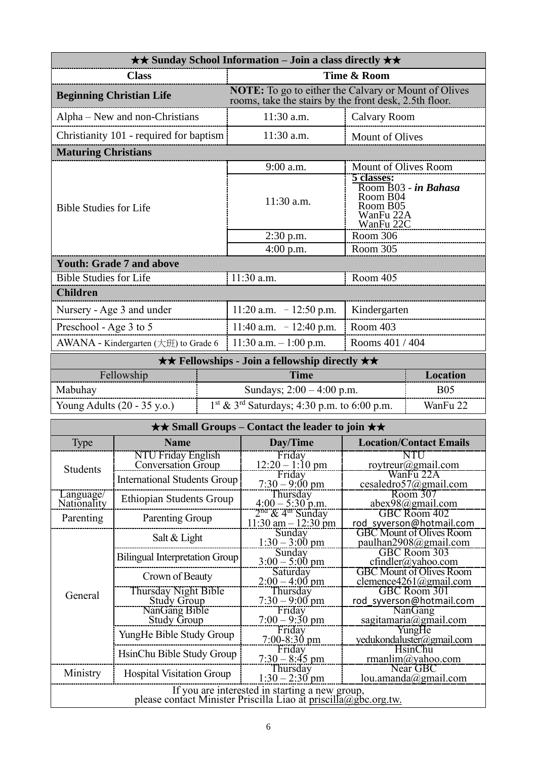## ★★ Sunday School Information – Join a class directly ★★

| Class | Time & Room | |
|---|---|---|
| **Beginning Christian Life** | **NOTE:** To go to either the Calvary or Mount of Olives rooms, take the stairs by the front desk, 2.5th floor. | |
| Alpha – New and non-Christians | 11:30 a.m. | Calvary Room |
| Christianity 101 - required for baptism | 11:30 a.m. | Mount of Olives |
| **Maturing Christians** | | |
| Bible Studies for Life | 9:00 a.m. | Mount of Olives Room |
| | 11:30 a.m. | **5 classes:** Room B03 - ***in Bahasa*** Room B04 Room B05 WanFu 22A WanFu 22C |
| | 2:30 p.m. | Room 306 |
| | 4:00 p.m. | Room 305 |
| **Youth: Grade 7 and above** | | |
| Bible Studies for Life | 11:30 a.m. | Room 405 |
| **Children** | | |
| Nursery - Age 3 and under | 11:20 a.m. – 12:50 p.m. | Kindergarten |
| Preschool - Age 3 to 5 | 11:40 a.m. – 12:40 p.m. | Room 403 |
| AWANA - Kindergarten (大班) to Grade 6 | 11:30 a.m. – 1:00 p.m. | Rooms 401 / 404 |

## ★★ Fellowships - Join a fellowship directly ★★

| Fellowship | Time | Location |
|---|---|---|
| Mabuhay | Sundays; 2:00 – 4:00 p.m. | B05 |
| Young Adults (20 - 35 y.o.) | 1st & 3rd Saturdays; 4:30 p.m. to 6:00 p.m. | WanFu 22 |

## ★★ Small Groups – Contact the leader to join ★★

| Type | Name | Day/Time | Location/Contact Emails |
|---|---|---|---|
| Students | NTU Friday English Conversation Group | Friday 12:20 – 1:10 pm | NTU roytreur@gmail.com |
| | International Students Group | Friday 7:30 – 9:00 pm | WanFu 22A cesaledro57@gmail.com |
| Language/ Nationality | Ethiopian Students Group | Thursday 4:00 – 5:30 p.m. | Room 307 abex98@gmail.com |
| Parenting | Parenting Group | 2nd & 4th Sunday 11:30 am – 12:30 pm | GBC Room 402 rod_syverson@hotmail.com |
| General | Salt & Light | Sunday 1:30 – 3:00 pm | GBC Mount of Olives Room paulhan2908@gmail.com |
| | Bilingual Interpretation Group | Sunday 3:00 – 5:00 pm | GBC Room 303 cfindler@yahoo.com |
| | Crown of Beauty | Saturday 2:00 – 4:00 pm | GBC Mount of Olives Room clemence4261@gmail.com |
| | Thursday Night Bible Study Group | Thursday 7:30 – 9:00 pm | GBC Room 301 rod_syverson@hotmail.com |
| | NanGang Bible Study Group | Friday 7:00 – 9:30 pm | NanGang sagitamaria@gmail.com |
| | YungHe Bible Study Group | Friday 7:00-8:30 pm | YungHe yedukondaluster@gmail.com |
| | HsinChu Bible Study Group | Friday 7:30 – 8:45 pm | HsinChu rmanlim@yahoo.com |
| Ministry | Hospital Visitation Group | Thursday 1:30 – 2:30 pm | Near GBC lou.amanda@gmail.com |

If you are interested in starting a new group, please contact Minister Priscilla Liao at priscilla@gbc.org.tw.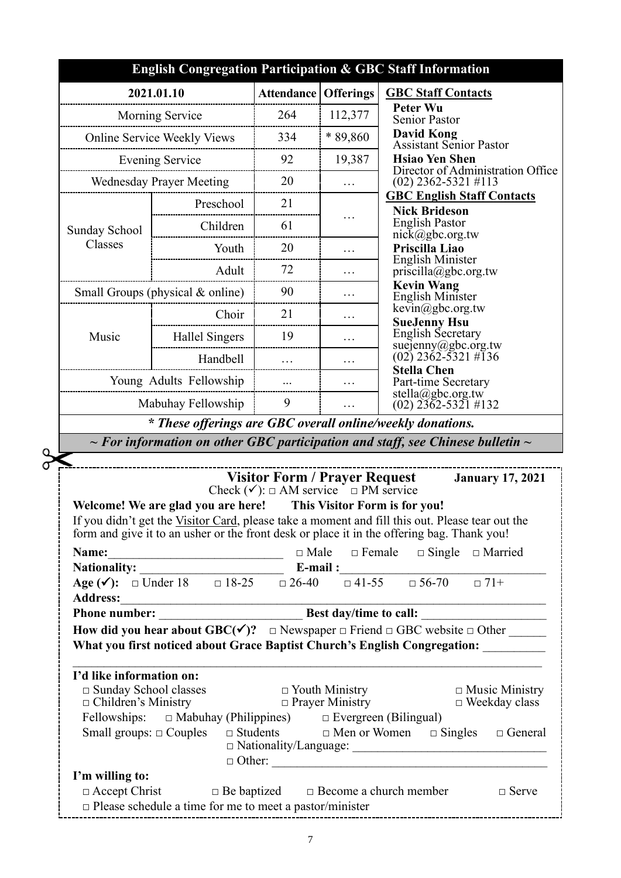## English Congregation Participation & GBC Staff Information

| 2021.01.10 | | Attendance | Offerings |
|---|---|---|---|
| Morning Service | | 264 | 112,377 |
| Online Service Weekly Views | | 334 | * 89,860 |
| Evening Service | | 92 | 19,387 |
| Wednesday Prayer Meeting | | 20 | … |
| Sunday School Classes | Preschool | 21 | … |
| | Children | 61 | |
| | Youth | 20 | … |
| | Adult | 72 | … |
| Small Groups (physical & online) | | 90 | … |
| Music | Choir | 21 | … |
| | Hallel Singers | 19 | … |
| | Handbell | … | … |
| Young Adults Fellowship | | ... | … |
| Mabuhay Fellowship | | 9 | … |

**GBC Staff Contacts**

**Peter Wu**
Senior Pastor

**David Kong**
Assistant Senior Pastor

**Hsiao Yen Shen**
Director of Administration Office
(02) 2362-5321 #113

**GBC English Staff Contacts**

**Nick Brideson**
English Pastor
nick@gbc.org.tw

**Priscilla Liao**
English Minister
priscilla@gbc.org.tw

**Kevin Wang**
English Minister
kevin@gbc.org.tw

**SueJenny Hsu**
English Secretary
suejenny@gbc.org.tw
(02) 2362-5321 #136

**Stella Chen**
Part-time Secretary
stella@gbc.org.tw
(02) 2362-5321 #132

***\* These offerings are GBC overall online/weekly donations.***

***~ For information on other GBC participation and staff, see Chinese bulletin ~***

---

### Visitor Form / Prayer Request — January 17, 2021

Check (✓): □ AM service □ PM service

**Welcome! We are glad you are here! This Visitor Form is for you!**

If you didn't get the Visitor Card, please take a moment and fill this out. Please tear out the form and give it to an usher or the front desk or place it in the offering bag. Thank you!

**Name:**____________________________ □ Male □ Female □ Single □ Married

**Nationality:** ______________________ **E-mail :**________________________________

**Age (✓):** □ Under 18 □ 18-25 □ 26-40 □ 41-55 □ 56-70 □ 71+

**Address:**_______________________________________________________________

**Phone number:** ______________________ **Best day/time to call:** ___________________

**How did you hear about GBC(✓)?** □ Newspaper □ Friend □ GBC website □ Other ______

**What you first noticed about Grace Baptist Church's English Congregation:** __________

_________________________________________________________________________

**I'd like information on:**

□ Sunday School classes □ Youth Ministry □ Music Ministry
□ Children's Ministry □ Prayer Ministry □ Weekday class

Fellowships: □ Mabuhay (Philippines) □ Evergreen (Bilingual)

Small groups: □ Couples □ Students □ Men or Women □ Singles □ General
□ Nationality/Language: ______________________________
□ Other: ____________________________________________

**I'm willing to:**

□ Accept Christ □ Be baptized □ Become a church member □ Serve
□ Please schedule a time for me to meet a pastor/minister